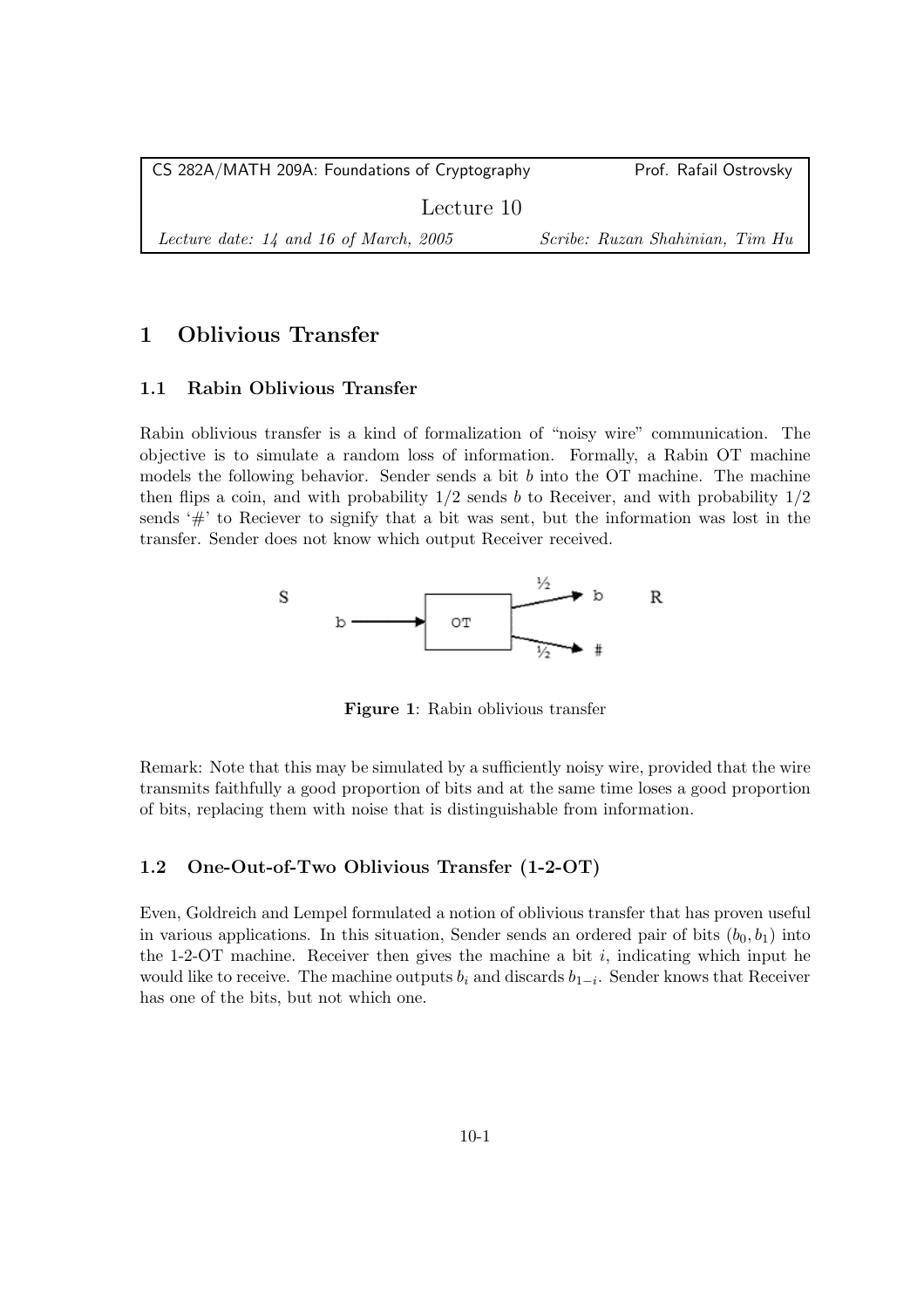CS 282A/MATH 209A: Foundations of Cryptography — Prof. Rafail Ostrovsky

Lecture 10

*Lecture date: 14 and 16 of March, 2005* — *Scribe: Ruzan Shahinian, Tim Hu*

# 1 Oblivious Transfer

## 1.1 Rabin Oblivious Transfer

Rabin oblivious transfer is a kind of formalization of "noisy wire" communication. The objective is to simulate a random loss of information. Formally, a Rabin OT machine models the following behavior. Sender sends a bit $b$ into the OT machine. The machine then flips a coin, and with probability $1/2$ sends $b$ to Receiver, and with probability $1/2$ sends '#' to Reciever to signify that a bit was sent, but the information was lost in the transfer. Sender does not know which output Receiver received.

**Figure 1**: Rabin oblivious transfer

Remark: Note that this may be simulated by a sufficiently noisy wire, provided that the wire transmits faithfully a good proportion of bits and at the same time loses a good proportion of bits, replacing them with noise that is distinguishable from information.

## 1.2 One-Out-of-Two Oblivious Transfer (1-2-OT)

Even, Goldreich and Lempel formulated a notion of oblivious transfer that has proven useful in various applications. In this situation, Sender sends an ordered pair of bits $(b_0, b_1)$ into the 1-2-OT machine. Receiver then gives the machine a bit $i$, indicating which input he would like to receive. The machine outputs $b_i$ and discards $b_{1-i}$. Sender knows that Receiver has one of the bits, but not which one.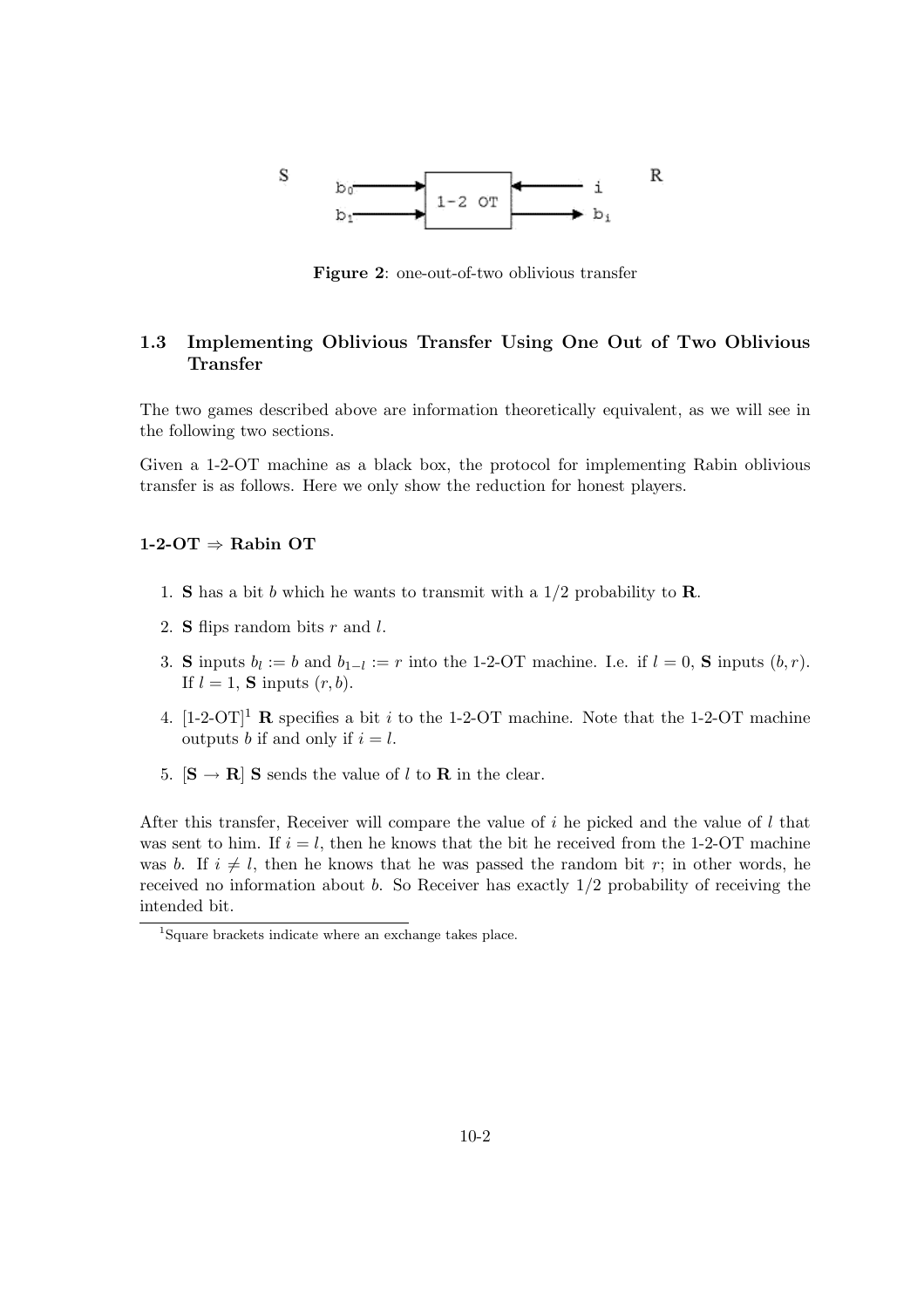**Figure 2**: one-out-of-two oblivious transfer

### 1.3 Implementing Oblivious Transfer Using One Out of Two Oblivious Transfer

The two games described above are information theoretically equivalent, as we will see in the following two sections.

Given a 1-2-OT machine as a black box, the protocol for implementing Rabin oblivious transfer is as follows. Here we only show the reduction for honest players.

#### 1-2-OT $\Rightarrow$ Rabin OT

1. **S** has a bit $b$ which he wants to transmit with a $1/2$ probability to **R**.
2. **S** flips random bits $r$ and $l$.
3. **S** inputs $b_l := b$ and $b_{1-l} := r$ into the 1-2-OT machine. I.e. if $l = 0$, **S** inputs $(b, r)$. If $l = 1$, **S** inputs $(r, b)$.
4. [1-2-OT][1] **R** specifies a bit $i$ to the 1-2-OT machine. Note that the 1-2-OT machine outputs $b$ if and only if $i = l$.
5. [$\mathbf{S} \to \mathbf{R}$] **S** sends the value of $l$ to **R** in the clear.

After this transfer, Receiver will compare the value of $i$ he picked and the value of $l$ that was sent to him. If $i = l$, then he knows that the bit he received from the 1-2-OT machine was $b$. If $i \neq l$, then he knows that he was passed the random bit $r$; in other words, he received no information about $b$. So Receiver has exactly $1/2$ probability of receiving the intended bit.

[1] Square brackets indicate where an exchange takes place.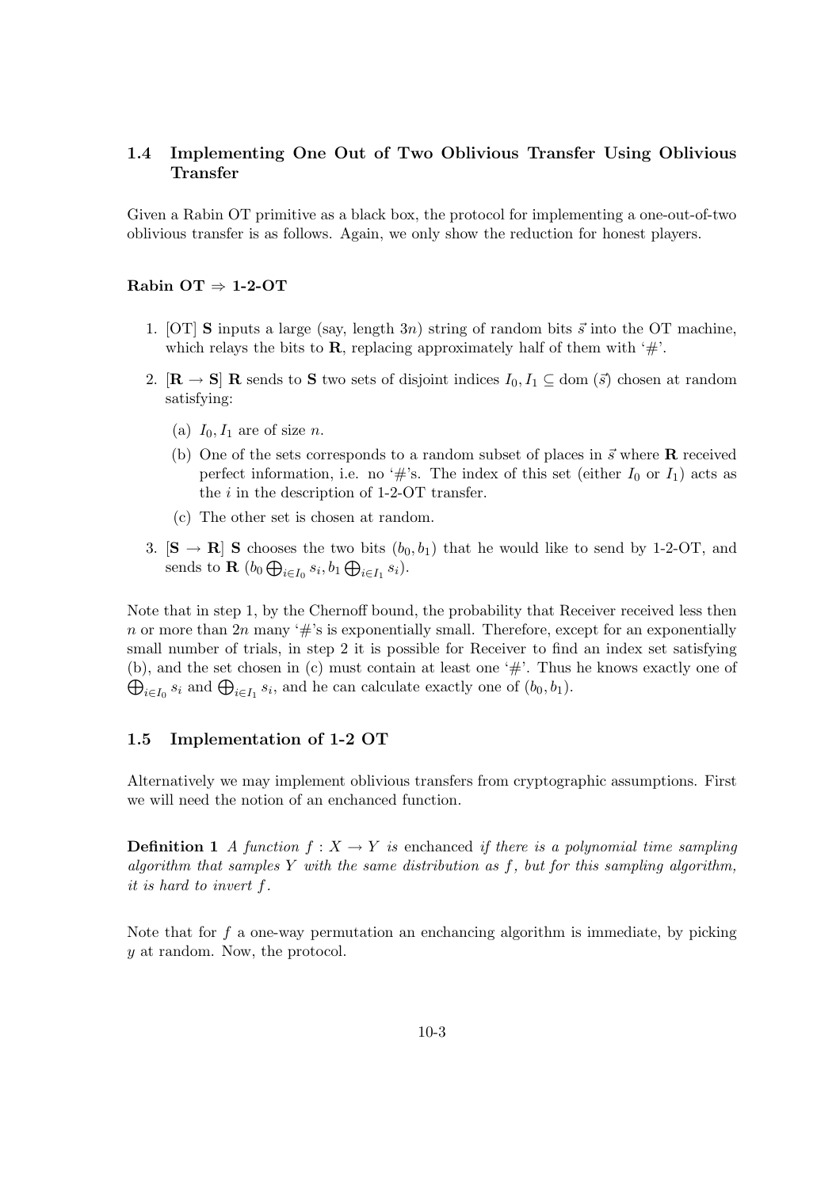### 1.4 Implementing One Out of Two Oblivious Transfer Using Oblivious Transfer

Given a Rabin OT primitive as a black box, the protocol for implementing a one-out-of-two oblivious transfer is as follows. Again, we only show the reduction for honest players.

**Rabin OT $\Rightarrow$ 1-2-OT**

1. [OT] **S** inputs a large (say, length $3n$) string of random bits $\vec{s}$ into the OT machine, which relays the bits to **R**, replacing approximately half of them with '#'.
2. [$\mathbf{R} \rightarrow \mathbf{S}$] **R** sends to **S** two sets of disjoint indices $I_0, I_1 \subseteq \text{dom}(\vec{s})$ chosen at random satisfying:
   (a) $I_0, I_1$ are of size $n$.
   (b) One of the sets corresponds to a random subset of places in $\vec{s}$ where **R** received perfect information, i.e. no '#'s. The index of this set (either $I_0$ or $I_1$) acts as the $i$ in the description of 1-2-OT transfer.
   (c) The other set is chosen at random.
3. [$\mathbf{S} \rightarrow \mathbf{R}$] **S** chooses the two bits $(b_0, b_1)$ that he would like to send by 1-2-OT, and sends to **R** $(b_0 \bigoplus_{i \in I_0} s_i, b_1 \bigoplus_{i \in I_1} s_i)$.

Note that in step 1, by the Chernoff bound, the probability that Receiver received less then $n$ or more than $2n$ many '#'s is exponentially small. Therefore, except for an exponentially small number of trials, in step 2 it is possible for Receiver to find an index set satisfying (b), and the set chosen in (c) must contain at least one '#'. Thus he knows exactly one of $\bigoplus_{i \in I_0} s_i$ and $\bigoplus_{i \in I_1} s_i$, and he can calculate exactly one of $(b_0, b_1)$.

### 1.5 Implementation of 1-2 OT

Alternatively we may implement oblivious transfers from cryptographic assumptions. First we will need the notion of an enchanced function.

**Definition 1** *A function $f : X \rightarrow Y$ is* enchanced *if there is a polynomial time sampling algorithm that samples $Y$ with the same distribution as $f$, but for this sampling algorithm, it is hard to invert $f$.*

Note that for $f$ a one-way permutation an enchancing algorithm is immediate, by picking $y$ at random. Now, the protocol.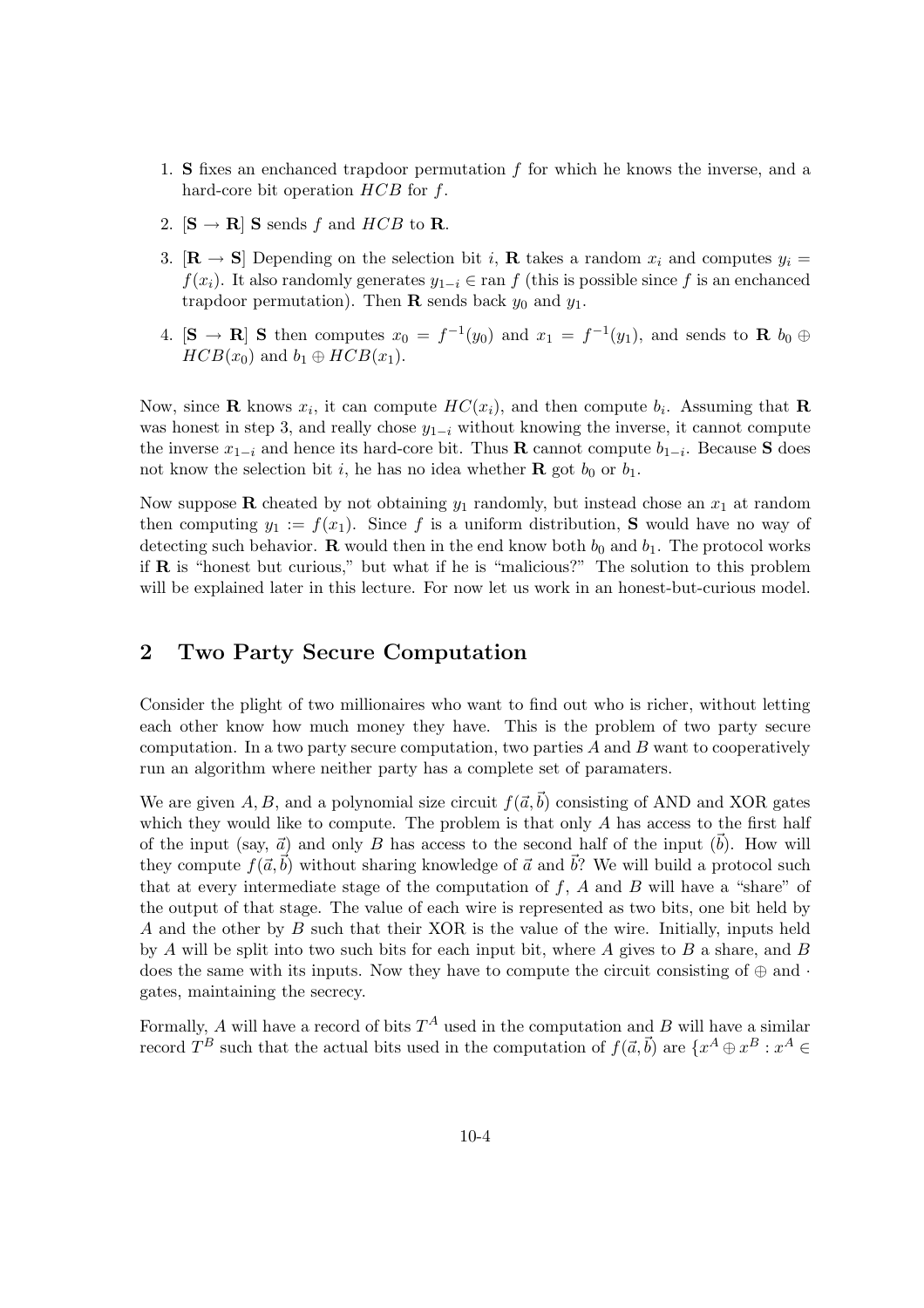1. **S** fixes an enchanced trapdoor permutation $f$ for which he knows the inverse, and a hard-core bit operation $HCB$ for $f$.

2. [$\mathbf{S} \rightarrow \mathbf{R}$] **S** sends $f$ and $HCB$ to **R**.

3. [$\mathbf{R} \rightarrow \mathbf{S}$] Depending on the selection bit $i$, **R** takes a random $x_i$ and computes $y_i = f(x_i)$. It also randomly generates $y_{1-i} \in \text{ran } f$ (this is possible since $f$ is an enchanced trapdoor permutation). Then **R** sends back $y_0$ and $y_1$.

4. [$\mathbf{S} \rightarrow \mathbf{R}$] **S** then computes $x_0 = f^{-1}(y_0)$ and $x_1 = f^{-1}(y_1)$, and sends to **R** $b_0 \oplus HCB(x_0)$ and $b_1 \oplus HCB(x_1)$.

Now, since **R** knows $x_i$, it can compute $HC(x_i)$, and then compute $b_i$. Assuming that **R** was honest in step 3, and really chose $y_{1-i}$ without knowing the inverse, it cannot compute the inverse $x_{1-i}$ and hence its hard-core bit. Thus **R** cannot compute $b_{1-i}$. Because **S** does not know the selection bit $i$, he has no idea whether **R** got $b_0$ or $b_1$.

Now suppose **R** cheated by not obtaining $y_1$ randomly, but instead chose an $x_1$ at random then computing $y_1 := f(x_1)$. Since $f$ is a uniform distribution, **S** would have no way of detecting such behavior. **R** would then in the end know both $b_0$ and $b_1$. The protocol works if **R** is "honest but curious," but what if he is "malicious?" The solution to this problem will be explained later in this lecture. For now let us work in an honest-but-curious model.

## 2 Two Party Secure Computation

Consider the plight of two millionaires who want to find out who is richer, without letting each other know how much money they have. This is the problem of two party secure computation. In a two party secure computation, two parties $A$ and $B$ want to cooperatively run an algorithm where neither party has a complete set of paramaters.

We are given $A, B$, and a polynomial size circuit $f(\vec{a}, \vec{b})$ consisting of AND and XOR gates which they would like to compute. The problem is that only $A$ has access to the first half of the input (say, $\vec{a}$) and only $B$ has access to the second half of the input ($\vec{b}$). How will they compute $f(\vec{a}, \vec{b})$ without sharing knowledge of $\vec{a}$ and $\vec{b}$? We will build a protocol such that at every intermediate stage of the computation of $f$, $A$ and $B$ will have a "share" of the output of that stage. The value of each wire is represented as two bits, one bit held by $A$ and the other by $B$ such that their XOR is the value of the wire. Initially, inputs held by $A$ will be split into two such bits for each input bit, where $A$ gives to $B$ a share, and $B$ does the same with its inputs. Now they have to compute the circuit consisting of $\oplus$ and $\cdot$ gates, maintaining the secrecy.

Formally, $A$ will have a record of bits $T^A$ used in the computation and $B$ will have a similar record $T^B$ such that the actual bits used in the computation of $f(\vec{a}, \vec{b})$ are $\{x^A \oplus x^B : x^A \in$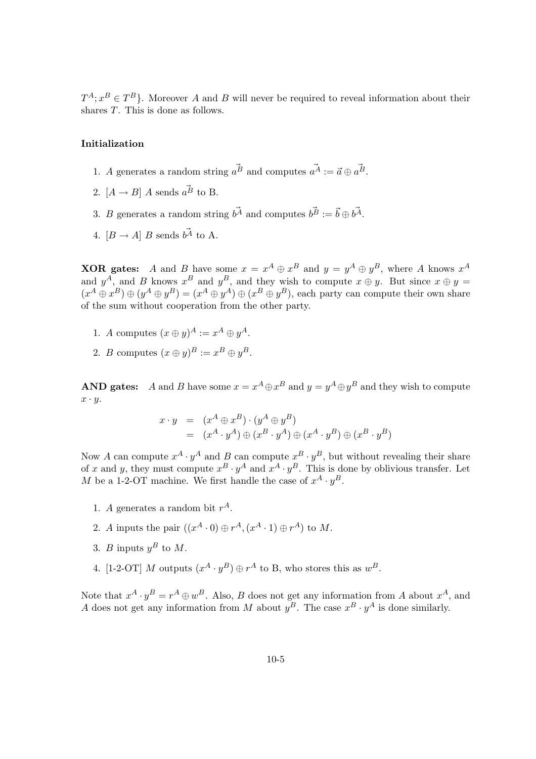$T^A; x^B \in T^B\}$. Moreover $A$ and $B$ will never be required to reveal information about their shares $T$. This is done as follows.

**Initialization**

1. $A$ generates a random string $\vec{a^B}$ and computes $\vec{a^A} := \vec{a} \oplus \vec{a^B}$.
2. $[A \to B]$ $A$ sends $\vec{a^B}$ to B.
3. $B$ generates a random string $\vec{b^A}$ and computes $\vec{b^B} := \vec{b} \oplus \vec{b^A}$.
4. $[B \to A]$ $B$ sends $\vec{b^A}$ to A.

**XOR gates:** $A$ and $B$ have some $x = x^A \oplus x^B$ and $y = y^A \oplus y^B$, where $A$ knows $x^A$ and $y^A$, and $B$ knows $x^B$ and $y^B$, and they wish to compute $x \oplus y$. But since $x \oplus y = (x^A \oplus x^B) \oplus (y^A \oplus y^B) = (x^A \oplus y^A) \oplus (x^B \oplus y^B)$, each party can compute their own share of the sum without cooperation from the other party.

1. $A$ computes $(x \oplus y)^A := x^A \oplus y^A$.
2. $B$ computes $(x \oplus y)^B := x^B \oplus y^B$.

**AND gates:** $A$ and $B$ have some $x = x^A \oplus x^B$ and $y = y^A \oplus y^B$ and they wish to compute $x \cdot y$.

$$
\begin{aligned}
x \cdot y &= (x^A \oplus x^B) \cdot (y^A \oplus y^B) \\
&= (x^A \cdot y^A) \oplus (x^B \cdot y^A) \oplus (x^A \cdot y^B) \oplus (x^B \cdot y^B)
\end{aligned}
$$

Now $A$ can compute $x^A \cdot y^A$ and $B$ can compute $x^B \cdot y^B$, but without revealing their share of $x$ and $y$, they must compute $x^B \cdot y^A$ and $x^A \cdot y^B$. This is done by oblivious transfer. Let $M$ be a 1-2-OT machine. We first handle the case of $x^A \cdot y^B$.

1. $A$ generates a random bit $r^A$.
2. $A$ inputs the pair $((x^A \cdot 0) \oplus r^A, (x^A \cdot 1) \oplus r^A)$ to $M$.
3. $B$ inputs $y^B$ to $M$.
4. [1-2-OT] $M$ outputs $(x^A \cdot y^B) \oplus r^A$ to B, who stores this as $w^B$.

Note that $x^A \cdot y^B = r^A \oplus w^B$. Also, $B$ does not get any information from $A$ about $x^A$, and $A$ does not get any information from $M$ about $y^B$. The case $x^B \cdot y^A$ is done similarly.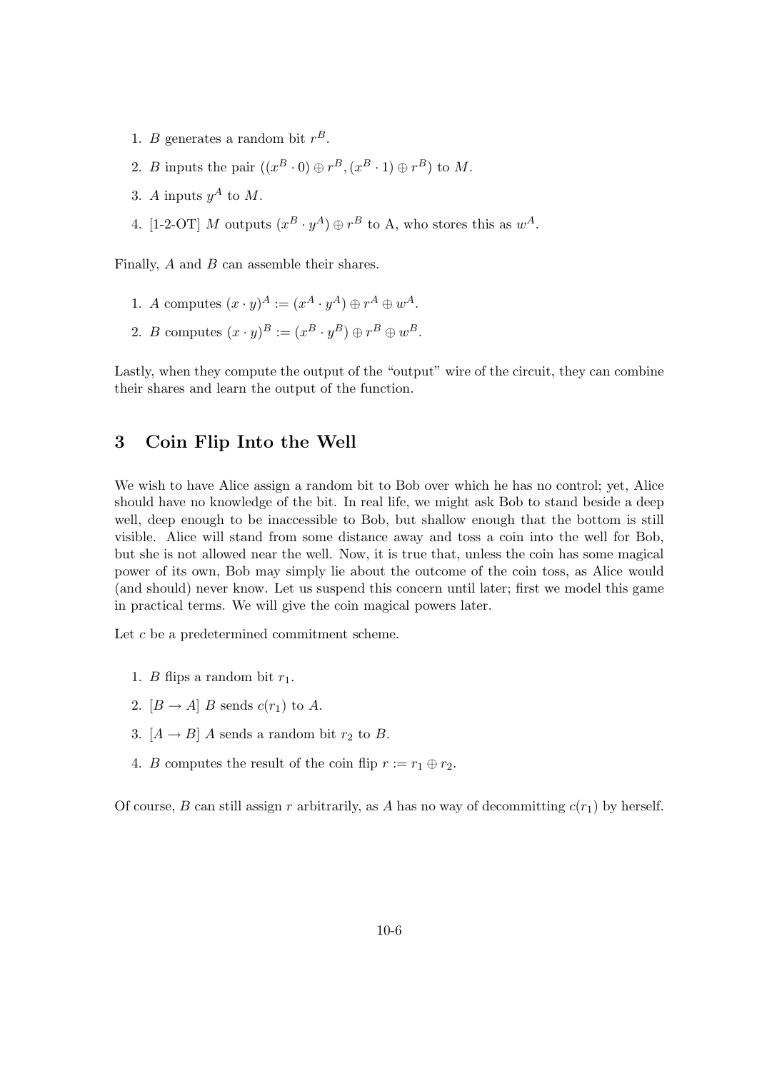1. $B$ generates a random bit $r^B$.
2. $B$ inputs the pair $((x^B \cdot 0) \oplus r^B, (x^B \cdot 1) \oplus r^B)$ to $M$.
3. $A$ inputs $y^A$ to $M$.
4. [1-2-OT] $M$ outputs $(x^B \cdot y^A) \oplus r^B$ to A, who stores this as $w^A$.

Finally, $A$ and $B$ can assemble their shares.

1. $A$ computes $(x \cdot y)^A := (x^A \cdot y^A) \oplus r^A \oplus w^A$.
2. $B$ computes $(x \cdot y)^B := (x^B \cdot y^B) \oplus r^B \oplus w^B$.

Lastly, when they compute the output of the "output" wire of the circuit, they can combine their shares and learn the output of the function.

## 3 Coin Flip Into the Well

We wish to have Alice assign a random bit to Bob over which he has no control; yet, Alice should have no knowledge of the bit. In real life, we might ask Bob to stand beside a deep well, deep enough to be inaccessible to Bob, but shallow enough that the bottom is still visible. Alice will stand from some distance away and toss a coin into the well for Bob, but she is not allowed near the well. Now, it is true that, unless the coin has some magical power of its own, Bob may simply lie about the outcome of the coin toss, as Alice would (and should) never know. Let us suspend this concern until later; first we model this game in practical terms. We will give the coin magical powers later.

Let $c$ be a predetermined commitment scheme.

1. $B$ flips a random bit $r_1$.
2. $[B \to A]$ $B$ sends $c(r_1)$ to $A$.
3. $[A \to B]$ $A$ sends a random bit $r_2$ to $B$.
4. $B$ computes the result of the coin flip $r := r_1 \oplus r_2$.

Of course, $B$ can still assign $r$ arbitrarily, as $A$ has no way of decommitting $c(r_1)$ by herself.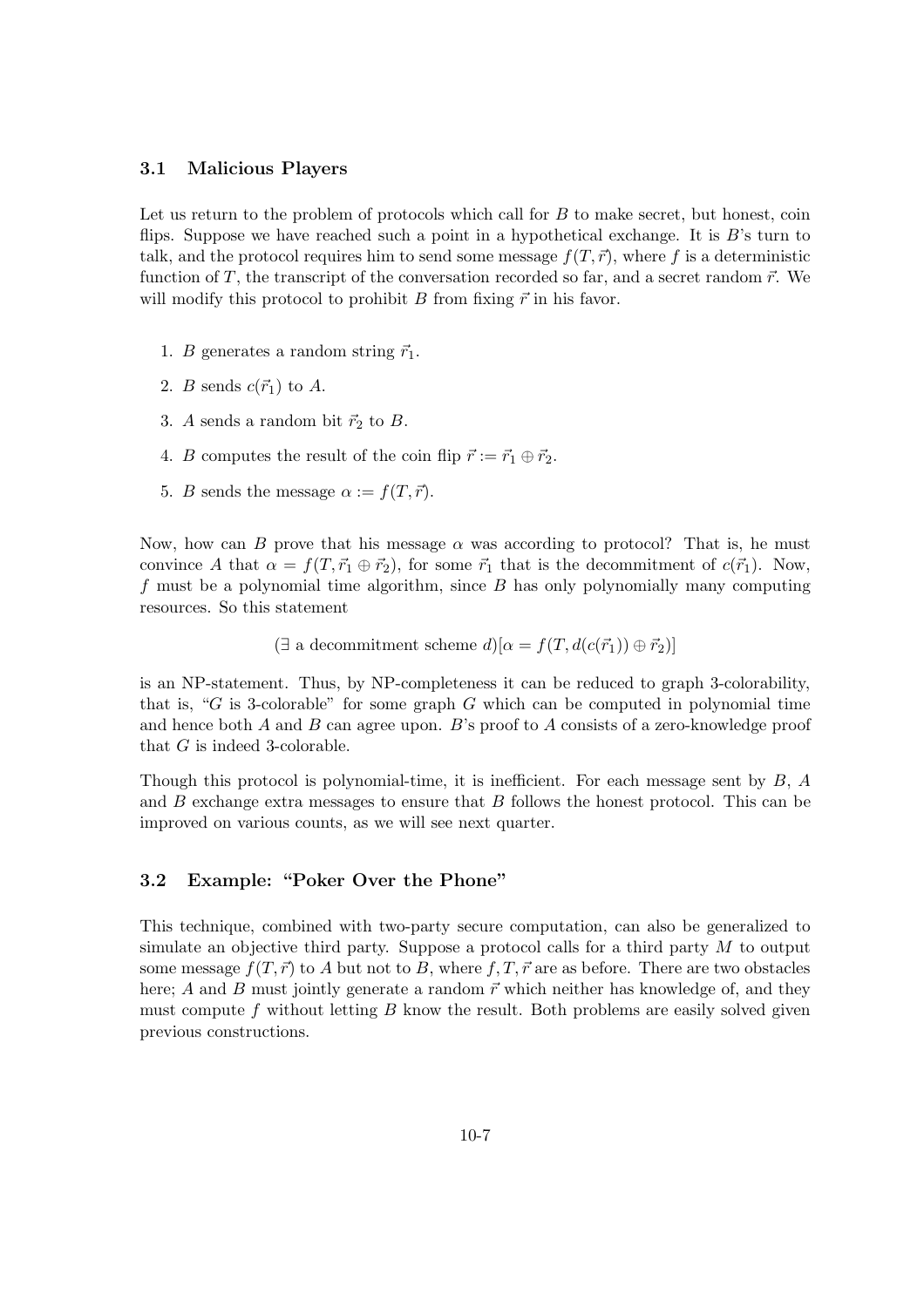### 3.1 Malicious Players

Let us return to the problem of protocols which call for $B$ to make secret, but honest, coin flips. Suppose we have reached such a point in a hypothetical exchange. It is $B$'s turn to talk, and the protocol requires him to send some message $f(T, \vec{r})$, where $f$ is a deterministic function of $T$, the transcript of the conversation recorded so far, and a secret random $\vec{r}$. We will modify this protocol to prohibit $B$ from fixing $\vec{r}$ in his favor.

1. $B$ generates a random string $\vec{r}_1$.
2. $B$ sends $c(\vec{r}_1)$ to $A$.
3. $A$ sends a random bit $\vec{r}_2$ to $B$.
4. $B$ computes the result of the coin flip $\vec{r} := \vec{r}_1 \oplus \vec{r}_2$.
5. $B$ sends the message $\alpha := f(T, \vec{r})$.

Now, how can $B$ prove that his message $\alpha$ was according to protocol? That is, he must convince $A$ that $\alpha = f(T, \vec{r}_1 \oplus \vec{r}_2)$, for some $\vec{r}_1$ that is the decommitment of $c(\vec{r}_1)$. Now, $f$ must be a polynomial time algorithm, since $B$ has only polynomially many computing resources. So this statement

$$(\exists \text{ a decommitment scheme } d)[\alpha = f(T, d(c(\vec{r}_1)) \oplus \vec{r}_2)]$$

is an NP-statement. Thus, by NP-completeness it can be reduced to graph 3-colorability, that is, "$G$ is 3-colorable" for some graph $G$ which can be computed in polynomial time and hence both $A$ and $B$ can agree upon. $B$'s proof to $A$ consists of a zero-knowledge proof that $G$ is indeed 3-colorable.

Though this protocol is polynomial-time, it is inefficient. For each message sent by $B$, $A$ and $B$ exchange extra messages to ensure that $B$ follows the honest protocol. This can be improved on various counts, as we will see next quarter.

### 3.2 Example: "Poker Over the Phone"

This technique, combined with two-party secure computation, can also be generalized to simulate an objective third party. Suppose a protocol calls for a third party $M$ to output some message $f(T, \vec{r})$ to $A$ but not to $B$, where $f, T, \vec{r}$ are as before. There are two obstacles here; $A$ and $B$ must jointly generate a random $\vec{r}$ which neither has knowledge of, and they must compute $f$ without letting $B$ know the result. Both problems are easily solved given previous constructions.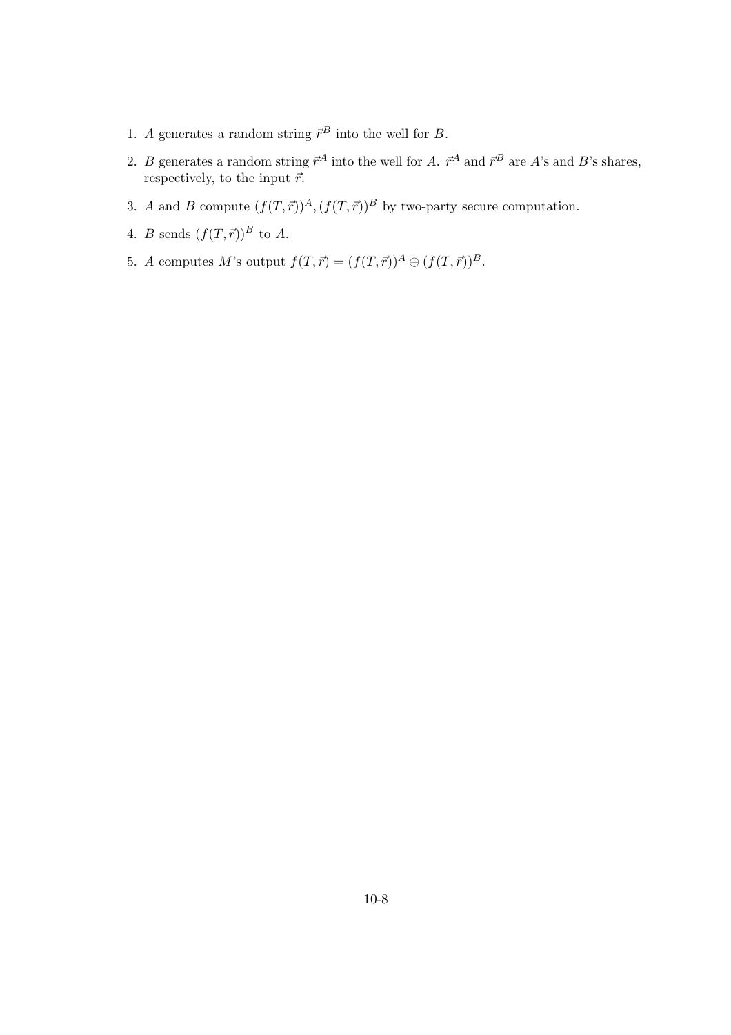1. $A$ generates a random string $\vec{r}^B$ into the well for $B$.
2. $B$ generates a random string $\vec{r}^A$ into the well for $A$. $\vec{r}^A$ and $\vec{r}^B$ are $A$'s and $B$'s shares, respectively, to the input $\vec{r}$.
3. $A$ and $B$ compute $(f(T, \vec{r}))^A, (f(T, \vec{r}))^B$ by two-party secure computation.
4. $B$ sends $(f(T, \vec{r}))^B$ to $A$.
5. $A$ computes $M$'s output $f(T, \vec{r}) = (f(T, \vec{r}))^A \oplus (f(T, \vec{r}))^B$.